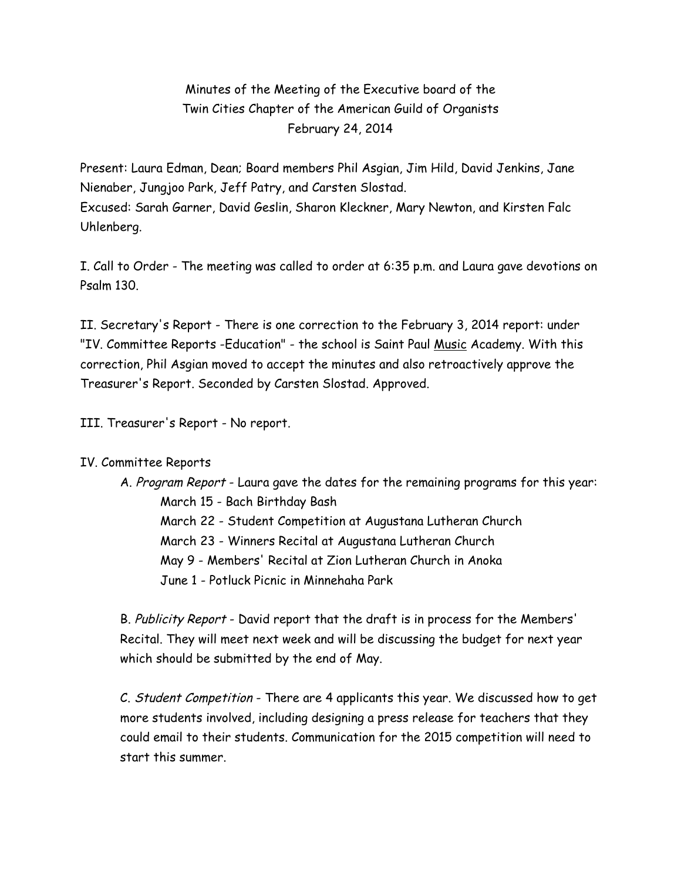Minutes of the Meeting of the Executive board of the
Twin Cities Chapter of the American Guild of Organists
February 24, 2014

Present: Laura Edman, Dean; Board members Phil Asgian, Jim Hild, David Jenkins, Jane Nienaber, Jungjoo Park, Jeff Patry, and Carsten Slostad.
Excused: Sarah Garner, David Geslin, Sharon Kleckner, Mary Newton, and Kirsten Falc Uhlenberg.

I. Call to Order - The meeting was called to order at 6:35 p.m. and Laura gave devotions on Psalm 130.

II. Secretary's Report - There is one correction to the February 3, 2014 report: under "IV. Committee Reports -Education" - the school is Saint Paul <u>Music</u> Academy. With this correction, Phil Asgian moved to accept the minutes and also retroactively approve the Treasurer's Report. Seconded by Carsten Slostad. Approved.

III. Treasurer's Report - No report.

IV. Committee Reports

A. *Program Report* - Laura gave the dates for the remaining programs for this year:

- March 15 - Bach Birthday Bash
- March 22 - Student Competition at Augustana Lutheran Church
- March 23 - Winners Recital at Augustana Lutheran Church
- May 9 - Members' Recital at Zion Lutheran Church in Anoka
- June 1 - Potluck Picnic in Minnehaha Park

B. *Publicity Report* - David report that the draft is in process for the Members' Recital. They will meet next week and will be discussing the budget for next year which should be submitted by the end of May.

C. *Student Competition* - There are 4 applicants this year. We discussed how to get more students involved, including designing a press release for teachers that they could email to their students. Communication for the 2015 competition will need to start this summer.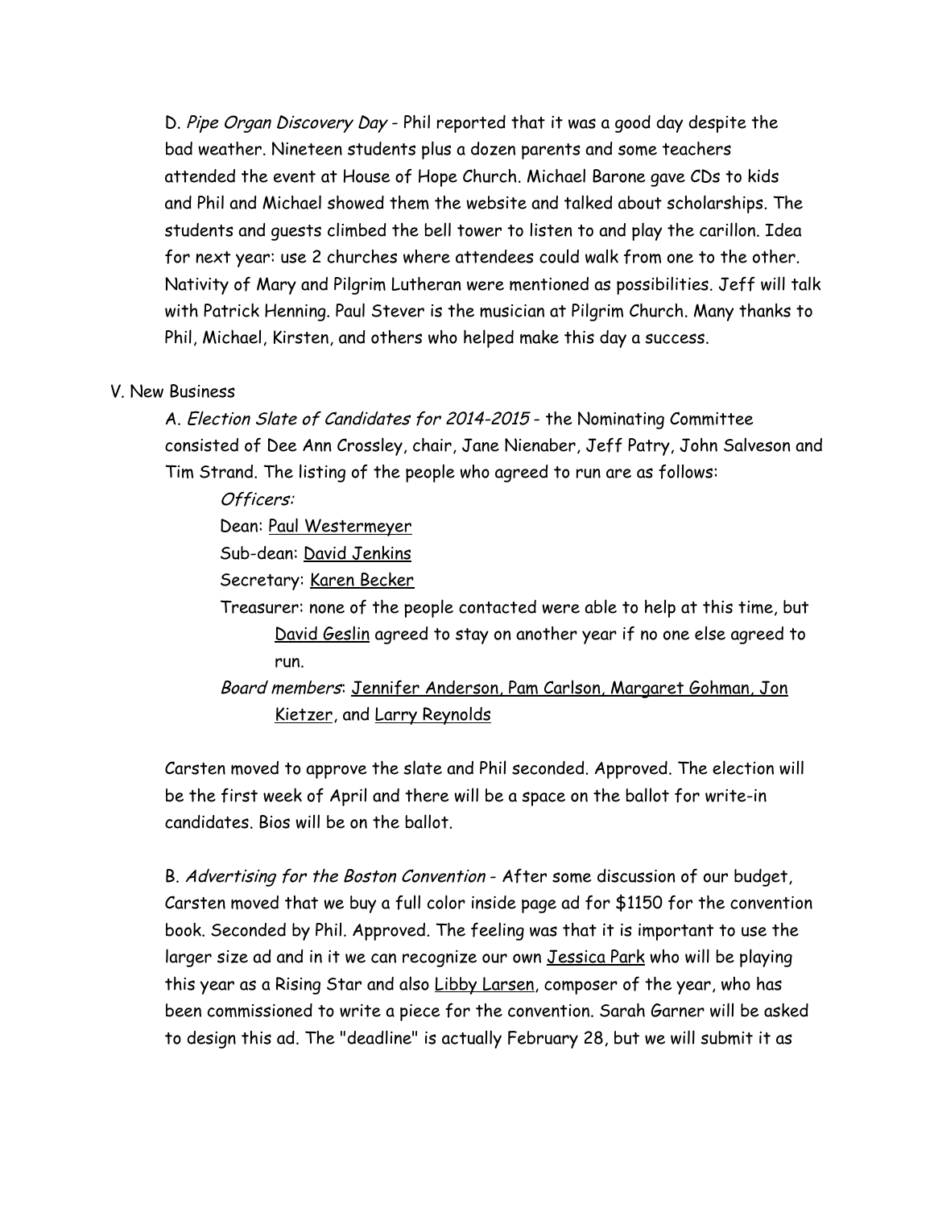D. *Pipe Organ Discovery Day* - Phil reported that it was a good day despite the bad weather. Nineteen students plus a dozen parents and some teachers attended the event at House of Hope Church. Michael Barone gave CDs to kids and Phil and Michael showed them the website and talked about scholarships. The students and guests climbed the bell tower to listen to and play the carillon. Idea for next year: use 2 churches where attendees could walk from one to the other. Nativity of Mary and Pilgrim Lutheran were mentioned as possibilities. Jeff will talk with Patrick Henning. Paul Stever is the musician at Pilgrim Church. Many thanks to Phil, Michael, Kirsten, and others who helped make this day a success.

V. New Business

A. *Election Slate of Candidates for 2014-2015* - the Nominating Committee consisted of Dee Ann Crossley, chair, Jane Nienaber, Jeff Patry, John Salveson and Tim Strand. The listing of the people who agreed to run are as follows:

*Officers:*

Dean: Paul Westermeyer

Sub-dean: David Jenkins

Secretary: Karen Becker

Treasurer: none of the people contacted were able to help at this time, but David Geslin agreed to stay on another year if no one else agreed to run.

*Board members*: Jennifer Anderson, Pam Carlson, Margaret Gohman, Jon Kietzer, and Larry Reynolds

Carsten moved to approve the slate and Phil seconded. Approved. The election will be the first week of April and there will be a space on the ballot for write-in candidates. Bios will be on the ballot.

B. *Advertising for the Boston Convention* - After some discussion of our budget, Carsten moved that we buy a full color inside page ad for $1150 for the convention book. Seconded by Phil. Approved. The feeling was that it is important to use the larger size ad and in it we can recognize our own Jessica Park who will be playing this year as a Rising Star and also Libby Larsen, composer of the year, who has been commissioned to write a piece for the convention. Sarah Garner will be asked to design this ad. The "deadline" is actually February 28, but we will submit it as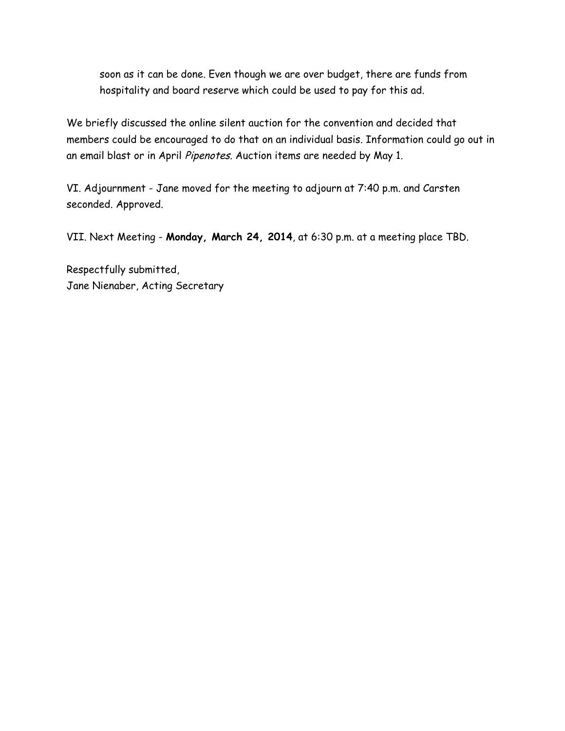soon as it can be done. Even though we are over budget, there are funds from hospitality and board reserve which could be used to pay for this ad.

We briefly discussed the online silent auction for the convention and decided that members could be encouraged to do that on an individual basis. Information could go out in an email blast or in April *Pipenotes*. Auction items are needed by May 1.

VI. Adjournment - Jane moved for the meeting to adjourn at 7:40 p.m. and Carsten seconded. Approved.

VII. Next Meeting - **Monday, March 24, 2014**, at 6:30 p.m. at a meeting place TBD.

Respectfully submitted,
Jane Nienaber, Acting Secretary